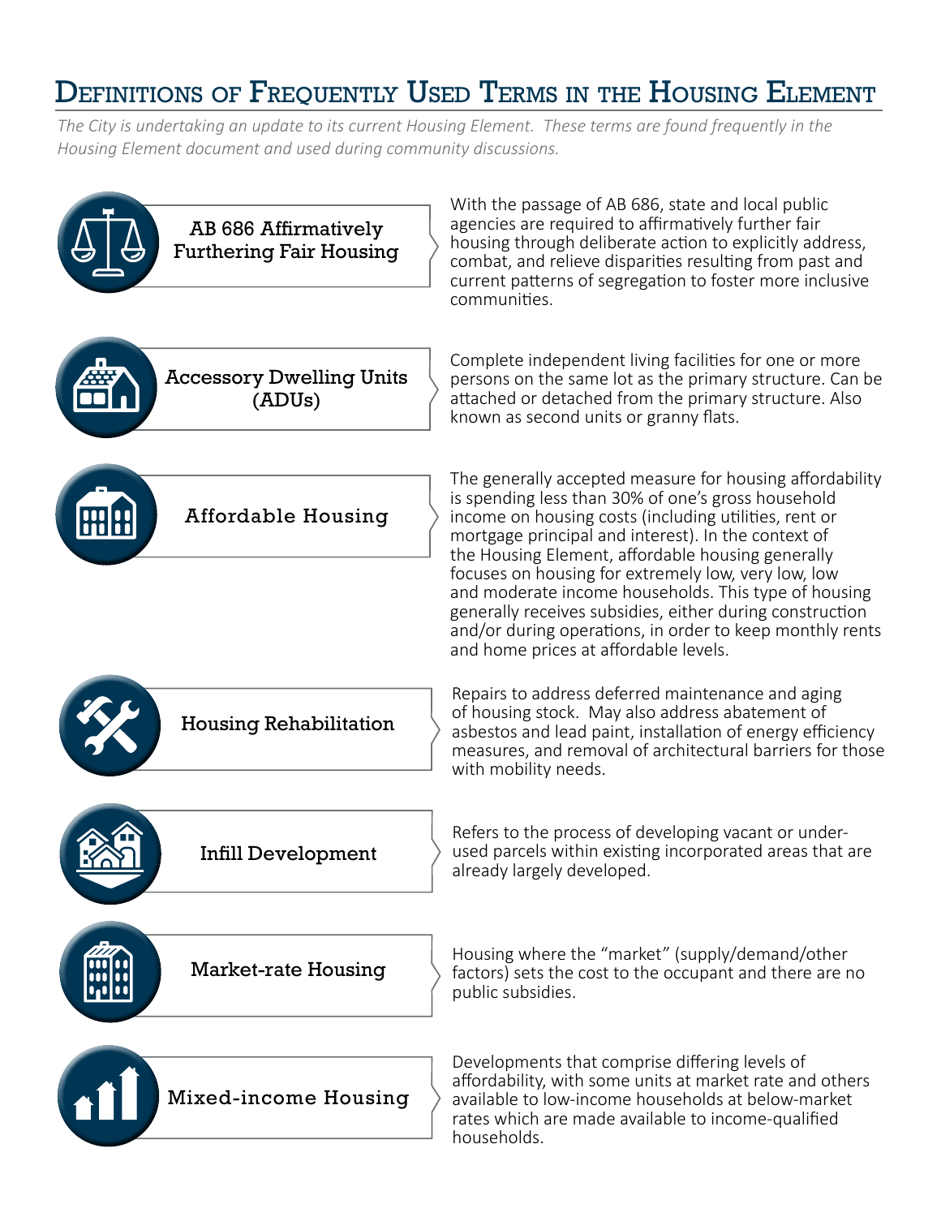# Definitions of Frequently Used Terms in the Housing Element

*The City is undertaking an update to its current Housing Element. These terms are found frequently in the Housing Element document and used during community discussions.*

### AB 686 Affirmatively Furthering Fair Housing

With the passage of AB 686, state and local public agencies are required to affirmatively further fair housing through deliberate action to explicitly address, combat, and relieve disparities resulting from past and current patterns of segregation to foster more inclusive communities.

### Accessory Dwelling Units (ADUs)

Complete independent living facilities for one or more persons on the same lot as the primary structure. Can be attached or detached from the primary structure. Also known as second units or granny flats.

### Affordable Housing

The generally accepted measure for housing affordability is spending less than 30% of one's gross household income on housing costs (including utilities, rent or mortgage principal and interest). In the context of the Housing Element, affordable housing generally focuses on housing for extremely low, very low, low and moderate income households. This type of housing generally receives subsidies, either during construction and/or during operations, in order to keep monthly rents and home prices at affordable levels.

### Housing Rehabilitation

Repairs to address deferred maintenance and aging of housing stock. May also address abatement of asbestos and lead paint, installation of energy efficiency measures, and removal of architectural barriers for those with mobility needs.

### Infill Development

Refers to the process of developing vacant or under-used parcels within existing incorporated areas that are already largely developed.

### Market-rate Housing

Housing where the "market" (supply/demand/other factors) sets the cost to the occupant and there are no public subsidies.

### Mixed-income Housing

Developments that comprise differing levels of affordability, with some units at market rate and others available to low-income households at below-market rates which are made available to income-qualified households.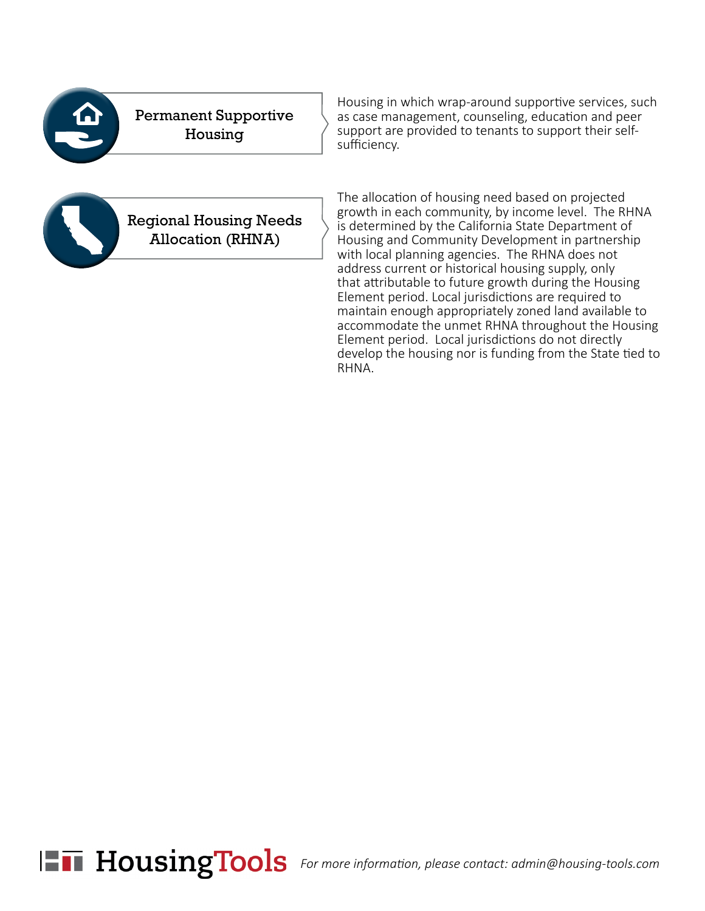### Permanent Supportive Housing

Housing in which wrap-around supportive services, such as case management, counseling, education and peer support are provided to tenants to support their self-sufficiency.

### Regional Housing Needs Allocation (RHNA)

The allocation of housing need based on projected growth in each community, by income level. The RHNA is determined by the California State Department of Housing and Community Development in partnership with local planning agencies. The RHNA does not address current or historical housing supply, only that attributable to future growth during the Housing Element period. Local jurisdictions are required to maintain enough appropriately zoned land available to accommodate the unmet RHNA throughout the Housing Element period. Local jurisdictions do not directly develop the housing nor is funding from the State tied to RHNA.

HousingTools *For more information, please contact: admin@housing-tools.com*